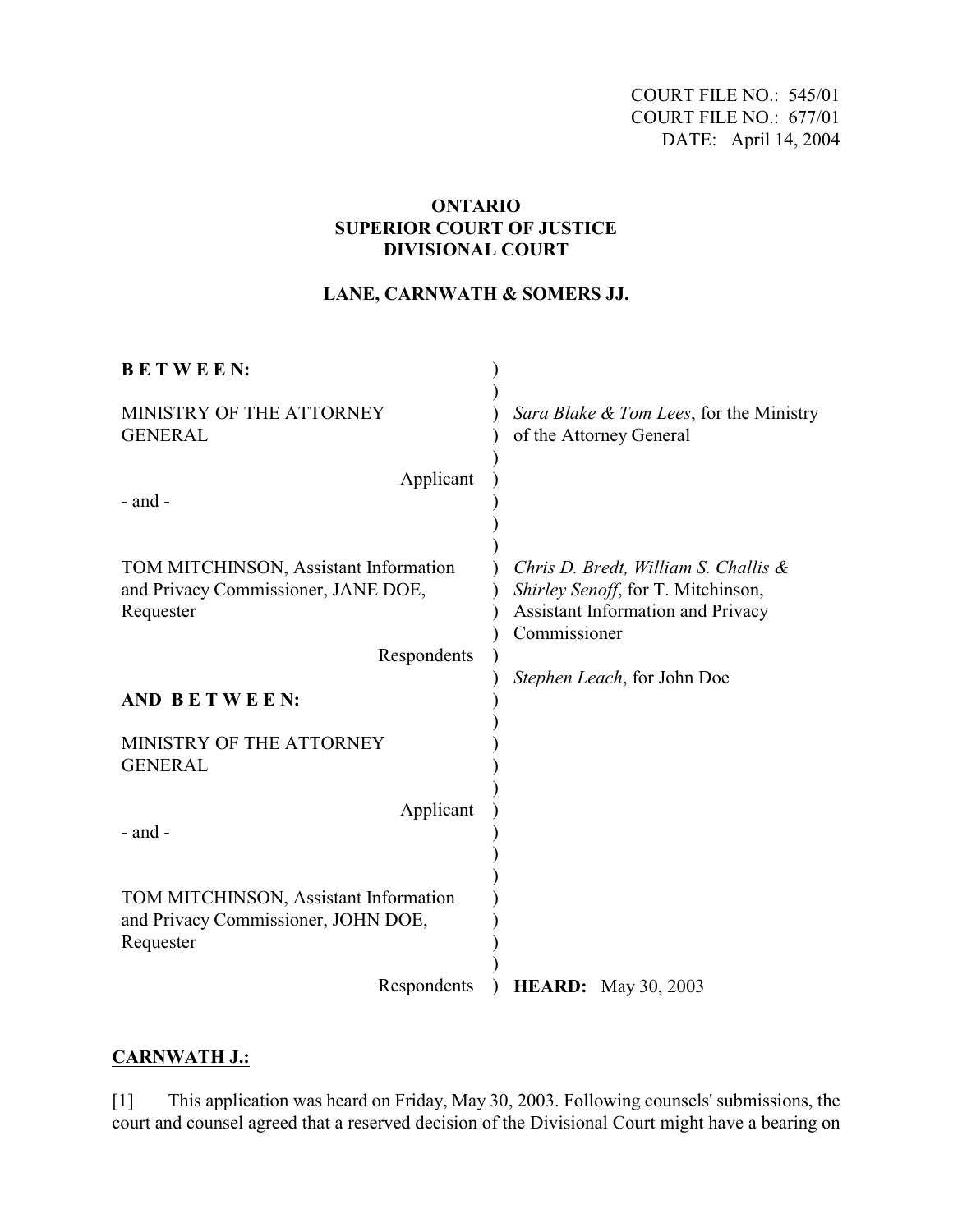COURT FILE NO.: 545/01
COURT FILE NO.: 677/01
DATE: April 14, 2004

**ONTARIO**
**SUPERIOR COURT OF JUSTICE**
**DIVISIONAL COURT**

**LANE, CARNWATH & SOMERS JJ.**

**B E T W E E N:**

MINISTRY OF THE ATTORNEY GENERAL

Applicant

- and -

TOM MITCHINSON, Assistant Information and Privacy Commissioner, JANE DOE, Requester

Respondents

*Sara Blake & Tom Lees*, for the Ministry of the Attorney General

*Chris D. Bredt, William S. Challis & Shirley Senoff*, for T. Mitchinson, Assistant Information and Privacy Commissioner

*Stephen Leach*, for John Doe

**AND B E T W E E N:**

MINISTRY OF THE ATTORNEY GENERAL

Applicant

- and -

TOM MITCHINSON, Assistant Information and Privacy Commissioner, JOHN DOE, Requester

Respondents

**HEARD:** May 30, 2003

**CARNWATH J.:**

[1] This application was heard on Friday, May 30, 2003. Following counsels' submissions, the court and counsel agreed that a reserved decision of the Divisional Court might have a bearing on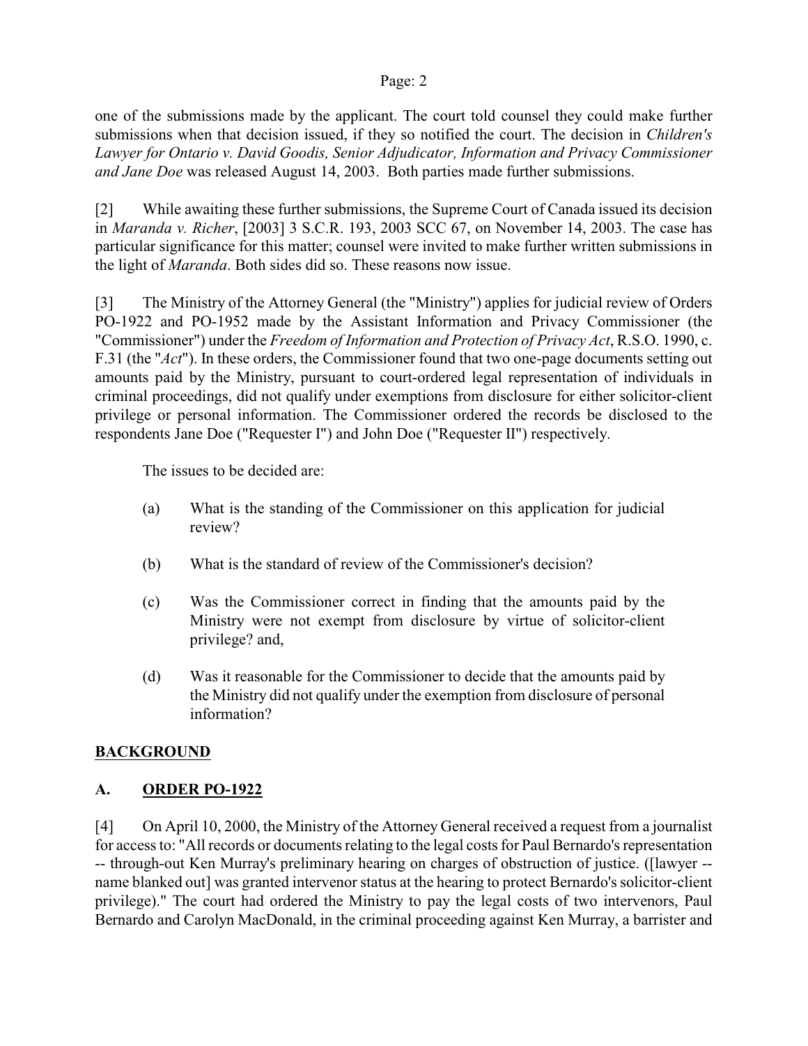one of the submissions made by the applicant. The court told counsel they could make further submissions when that decision issued, if they so notified the court. The decision in *Children's Lawyer for Ontario v. David Goodis, Senior Adjudicator, Information and Privacy Commissioner and Jane Doe* was released August 14, 2003. Both parties made further submissions.

[2] While awaiting these further submissions, the Supreme Court of Canada issued its decision in *Maranda v. Richer*, [2003] 3 S.C.R. 193, 2003 SCC 67, on November 14, 2003. The case has particular significance for this matter; counsel were invited to make further written submissions in the light of *Maranda*. Both sides did so. These reasons now issue.

[3] The Ministry of the Attorney General (the "Ministry") applies for judicial review of Orders PO-1922 and PO-1952 made by the Assistant Information and Privacy Commissioner (the "Commissioner") under the *Freedom of Information and Protection of Privacy Act*, R.S.O. 1990, c. F.31 (the "*Act*"). In these orders, the Commissioner found that two one-page documents setting out amounts paid by the Ministry, pursuant to court-ordered legal representation of individuals in criminal proceedings, did not qualify under exemptions from disclosure for either solicitor-client privilege or personal information. The Commissioner ordered the records be disclosed to the respondents Jane Doe ("Requester I") and John Doe ("Requester II") respectively.

The issues to be decided are:

(a) What is the standing of the Commissioner on this application for judicial review?

(b) What is the standard of review of the Commissioner's decision?

(c) Was the Commissioner correct in finding that the amounts paid by the Ministry were not exempt from disclosure by virtue of solicitor-client privilege? and,

(d) Was it reasonable for the Commissioner to decide that the amounts paid by the Ministry did not qualify under the exemption from disclosure of personal information?

## BACKGROUND

### A. ORDER PO-1922

[4] On April 10, 2000, the Ministry of the Attorney General received a request from a journalist for access to: "All records or documents relating to the legal costs for Paul Bernardo's representation -- through-out Ken Murray's preliminary hearing on charges of obstruction of justice. ([lawyer -- name blanked out] was granted intervenor status at the hearing to protect Bernardo's solicitor-client privilege)." The court had ordered the Ministry to pay the legal costs of two intervenors, Paul Bernardo and Carolyn MacDonald, in the criminal proceeding against Ken Murray, a barrister and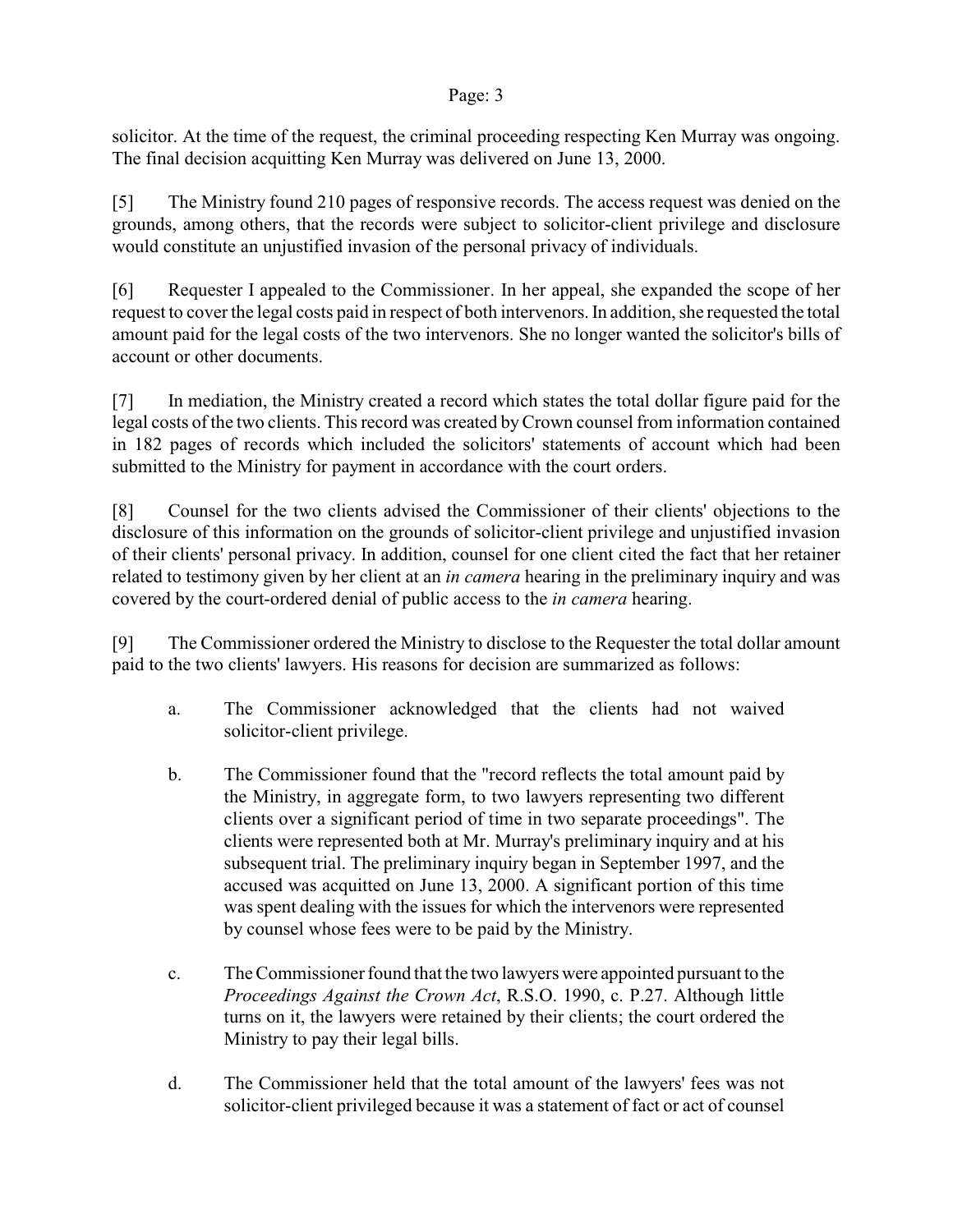solicitor. At the time of the request, the criminal proceeding respecting Ken Murray was ongoing. The final decision acquitting Ken Murray was delivered on June 13, 2000.

[5] The Ministry found 210 pages of responsive records. The access request was denied on the grounds, among others, that the records were subject to solicitor-client privilege and disclosure would constitute an unjustified invasion of the personal privacy of individuals.

[6] Requester I appealed to the Commissioner. In her appeal, she expanded the scope of her request to cover the legal costs paid in respect of both intervenors. In addition, she requested the total amount paid for the legal costs of the two intervenors. She no longer wanted the solicitor's bills of account or other documents.

[7] In mediation, the Ministry created a record which states the total dollar figure paid for the legal costs of the two clients. This record was created by Crown counsel from information contained in 182 pages of records which included the solicitors' statements of account which had been submitted to the Ministry for payment in accordance with the court orders.

[8] Counsel for the two clients advised the Commissioner of their clients' objections to the disclosure of this information on the grounds of solicitor-client privilege and unjustified invasion of their clients' personal privacy. In addition, counsel for one client cited the fact that her retainer related to testimony given by her client at an *in camera* hearing in the preliminary inquiry and was covered by the court-ordered denial of public access to the *in camera* hearing.

[9] The Commissioner ordered the Ministry to disclose to the Requester the total dollar amount paid to the two clients' lawyers. His reasons for decision are summarized as follows:

a. The Commissioner acknowledged that the clients had not waived solicitor-client privilege.

b. The Commissioner found that the "record reflects the total amount paid by the Ministry, in aggregate form, to two lawyers representing two different clients over a significant period of time in two separate proceedings". The clients were represented both at Mr. Murray's preliminary inquiry and at his subsequent trial. The preliminary inquiry began in September 1997, and the accused was acquitted on June 13, 2000. A significant portion of this time was spent dealing with the issues for which the intervenors were represented by counsel whose fees were to be paid by the Ministry.

c. The Commissioner found that the two lawyers were appointed pursuant to the *Proceedings Against the Crown Act*, R.S.O. 1990, c. P.27. Although little turns on it, the lawyers were retained by their clients; the court ordered the Ministry to pay their legal bills.

d. The Commissioner held that the total amount of the lawyers' fees was not solicitor-client privileged because it was a statement of fact or act of counsel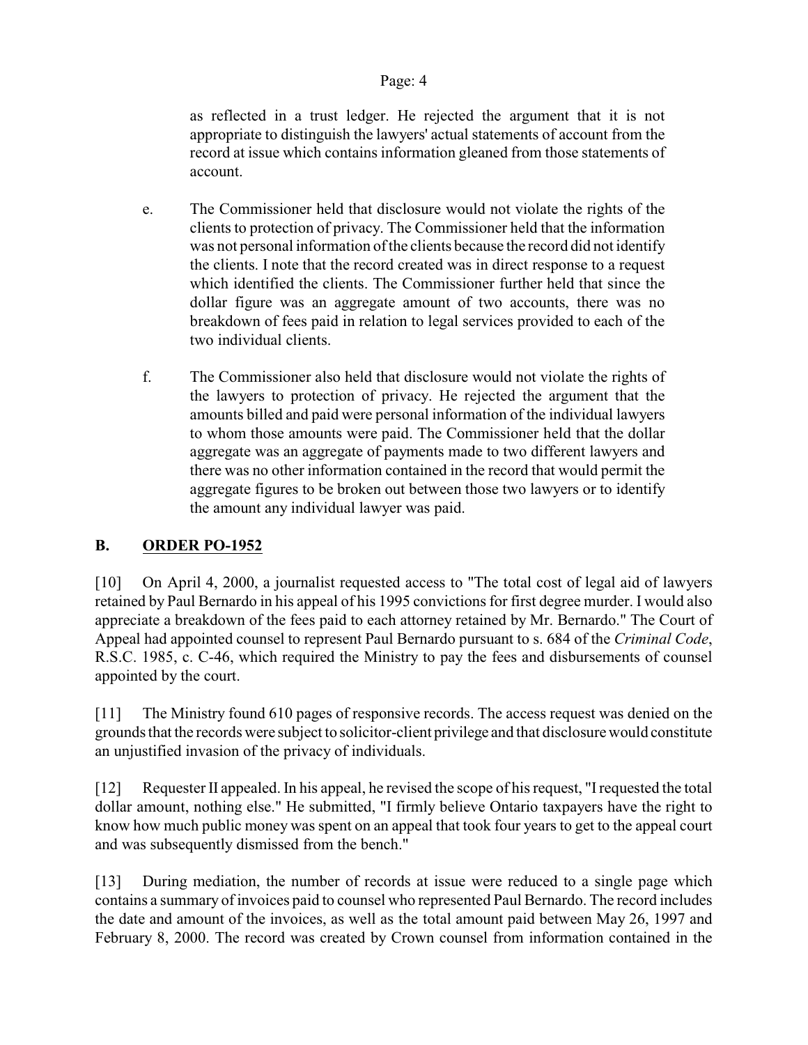as reflected in a trust ledger. He rejected the argument that it is not appropriate to distinguish the lawyers' actual statements of account from the record at issue which contains information gleaned from those statements of account.

e. The Commissioner held that disclosure would not violate the rights of the clients to protection of privacy. The Commissioner held that the information was not personal information of the clients because the record did not identify the clients. I note that the record created was in direct response to a request which identified the clients. The Commissioner further held that since the dollar figure was an aggregate amount of two accounts, there was no breakdown of fees paid in relation to legal services provided to each of the two individual clients.

f. The Commissioner also held that disclosure would not violate the rights of the lawyers to protection of privacy. He rejected the argument that the amounts billed and paid were personal information of the individual lawyers to whom those amounts were paid. The Commissioner held that the dollar aggregate was an aggregate of payments made to two different lawyers and there was no other information contained in the record that would permit the aggregate figures to be broken out between those two lawyers or to identify the amount any individual lawyer was paid.

## B. ORDER PO-1952

[10] On April 4, 2000, a journalist requested access to "The total cost of legal aid of lawyers retained by Paul Bernardo in his appeal of his 1995 convictions for first degree murder. I would also appreciate a breakdown of the fees paid to each attorney retained by Mr. Bernardo." The Court of Appeal had appointed counsel to represent Paul Bernardo pursuant to s. 684 of the *Criminal Code*, R.S.C. 1985, c. C-46, which required the Ministry to pay the fees and disbursements of counsel appointed by the court.

[11] The Ministry found 610 pages of responsive records. The access request was denied on the grounds that the records were subject to solicitor-client privilege and that disclosure would constitute an unjustified invasion of the privacy of individuals.

[12] Requester II appealed. In his appeal, he revised the scope of his request, "I requested the total dollar amount, nothing else." He submitted, "I firmly believe Ontario taxpayers have the right to know how much public money was spent on an appeal that took four years to get to the appeal court and was subsequently dismissed from the bench."

[13] During mediation, the number of records at issue were reduced to a single page which contains a summary of invoices paid to counsel who represented Paul Bernardo. The record includes the date and amount of the invoices, as well as the total amount paid between May 26, 1997 and February 8, 2000. The record was created by Crown counsel from information contained in the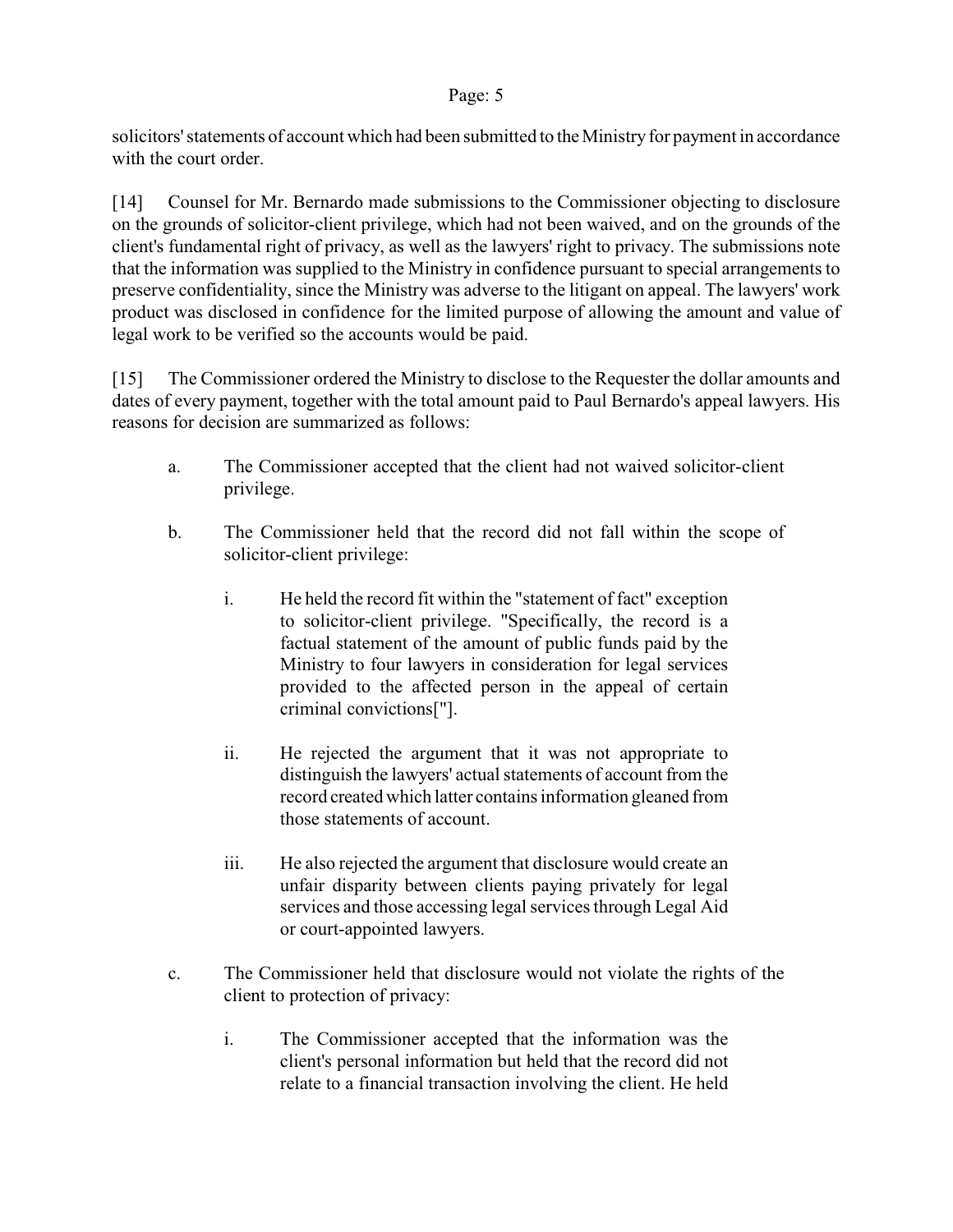solicitors' statements of account which had been submitted to the Ministry for payment in accordance with the court order.

[14] Counsel for Mr. Bernardo made submissions to the Commissioner objecting to disclosure on the grounds of solicitor-client privilege, which had not been waived, and on the grounds of the client's fundamental right of privacy, as well as the lawyers' right to privacy. The submissions note that the information was supplied to the Ministry in confidence pursuant to special arrangements to preserve confidentiality, since the Ministry was adverse to the litigant on appeal. The lawyers' work product was disclosed in confidence for the limited purpose of allowing the amount and value of legal work to be verified so the accounts would be paid.

[15] The Commissioner ordered the Ministry to disclose to the Requester the dollar amounts and dates of every payment, together with the total amount paid to Paul Bernardo's appeal lawyers. His reasons for decision are summarized as follows:

a. The Commissioner accepted that the client had not waived solicitor-client privilege.

b. The Commissioner held that the record did not fall within the scope of solicitor-client privilege:

   i. He held the record fit within the "statement of fact" exception to solicitor-client privilege. "Specifically, the record is a factual statement of the amount of public funds paid by the Ministry to four lawyers in consideration for legal services provided to the affected person in the appeal of certain criminal convictions["].

   ii. He rejected the argument that it was not appropriate to distinguish the lawyers' actual statements of account from the record created which latter contains information gleaned from those statements of account.

   iii. He also rejected the argument that disclosure would create an unfair disparity between clients paying privately for legal services and those accessing legal services through Legal Aid or court-appointed lawyers.

c. The Commissioner held that disclosure would not violate the rights of the client to protection of privacy:

   i. The Commissioner accepted that the information was the client's personal information but held that the record did not relate to a financial transaction involving the client. He held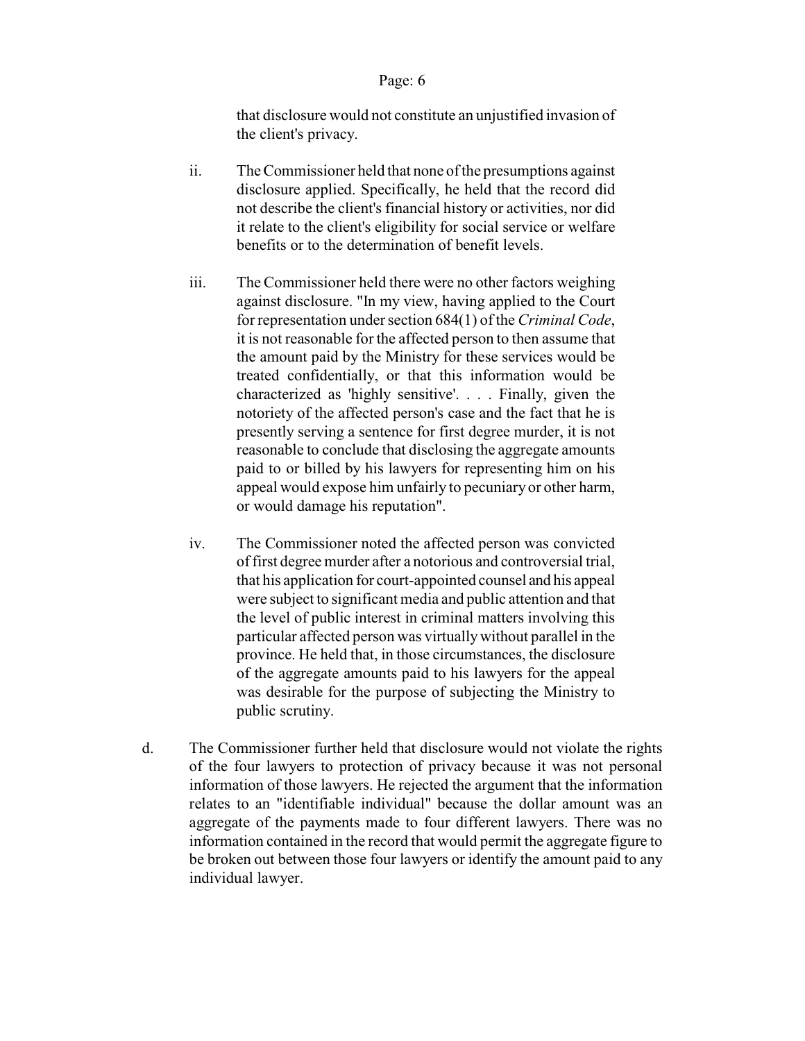that disclosure would not constitute an unjustified invasion of the client's privacy.

ii. The Commissioner held that none of the presumptions against disclosure applied. Specifically, he held that the record did not describe the client's financial history or activities, nor did it relate to the client's eligibility for social service or welfare benefits or to the determination of benefit levels.

iii. The Commissioner held there were no other factors weighing against disclosure. "In my view, having applied to the Court for representation under section 684(1) of the *Criminal Code*, it is not reasonable for the affected person to then assume that the amount paid by the Ministry for these services would be treated confidentially, or that this information would be characterized as 'highly sensitive'. . . . Finally, given the notoriety of the affected person's case and the fact that he is presently serving a sentence for first degree murder, it is not reasonable to conclude that disclosing the aggregate amounts paid to or billed by his lawyers for representing him on his appeal would expose him unfairly to pecuniary or other harm, or would damage his reputation".

iv. The Commissioner noted the affected person was convicted of first degree murder after a notorious and controversial trial, that his application for court-appointed counsel and his appeal were subject to significant media and public attention and that the level of public interest in criminal matters involving this particular affected person was virtually without parallel in the province. He held that, in those circumstances, the disclosure of the aggregate amounts paid to his lawyers for the appeal was desirable for the purpose of subjecting the Ministry to public scrutiny.

d. The Commissioner further held that disclosure would not violate the rights of the four lawyers to protection of privacy because it was not personal information of those lawyers. He rejected the argument that the information relates to an "identifiable individual" because the dollar amount was an aggregate of the payments made to four different lawyers. There was no information contained in the record that would permit the aggregate figure to be broken out between those four lawyers or identify the amount paid to any individual lawyer.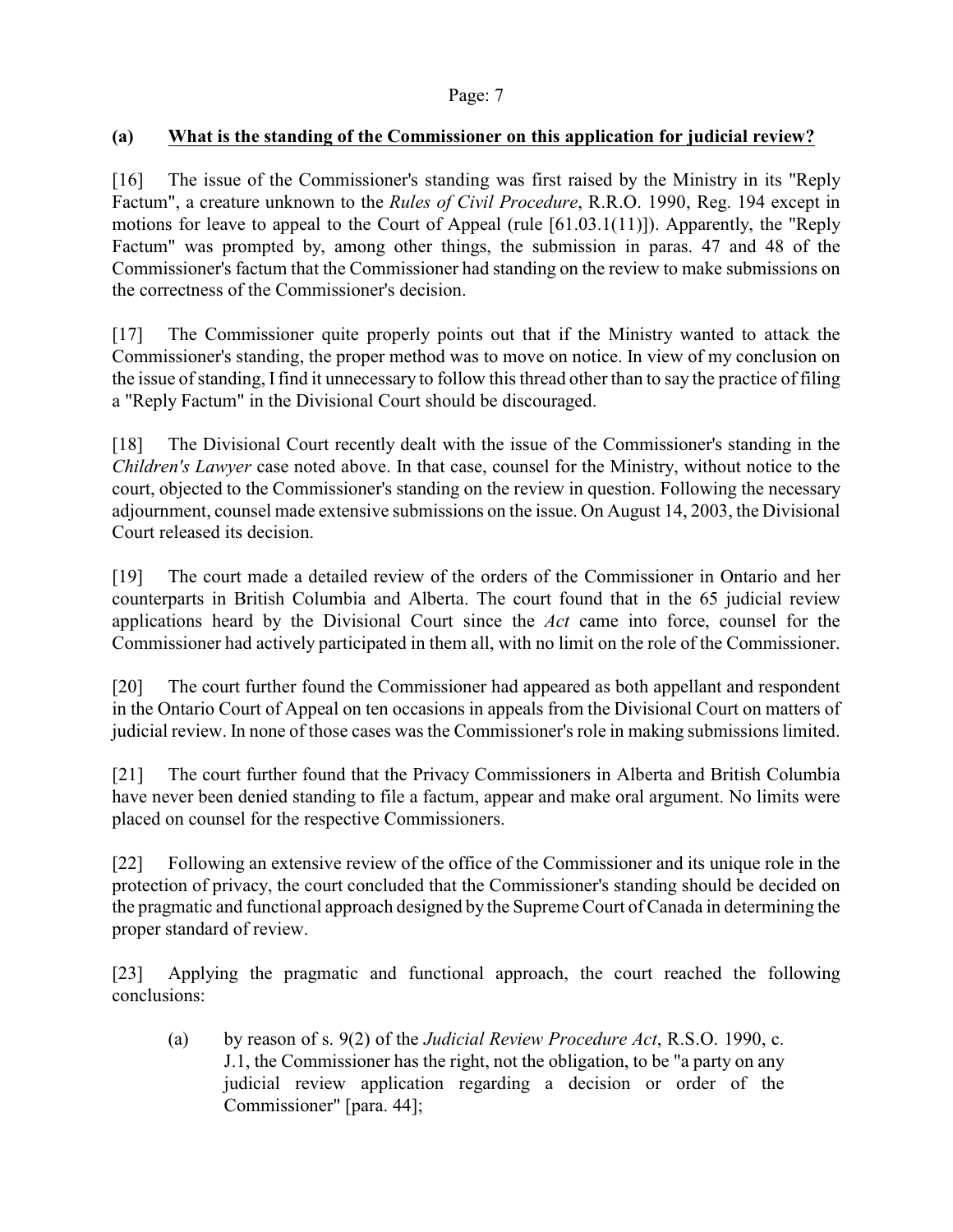### (a) What is the standing of the Commissioner on this application for judicial review?

[16] The issue of the Commissioner's standing was first raised by the Ministry in its "Reply Factum", a creature unknown to the *Rules of Civil Procedure*, R.R.O. 1990, Reg. 194 except in motions for leave to appeal to the Court of Appeal (rule [61.03.1(11)]). Apparently, the "Reply Factum" was prompted by, among other things, the submission in paras. 47 and 48 of the Commissioner's factum that the Commissioner had standing on the review to make submissions on the correctness of the Commissioner's decision.

[17] The Commissioner quite properly points out that if the Ministry wanted to attack the Commissioner's standing, the proper method was to move on notice. In view of my conclusion on the issue of standing, I find it unnecessary to follow this thread other than to say the practice of filing a "Reply Factum" in the Divisional Court should be discouraged.

[18] The Divisional Court recently dealt with the issue of the Commissioner's standing in the *Children's Lawyer* case noted above. In that case, counsel for the Ministry, without notice to the court, objected to the Commissioner's standing on the review in question. Following the necessary adjournment, counsel made extensive submissions on the issue. On August 14, 2003, the Divisional Court released its decision.

[19] The court made a detailed review of the orders of the Commissioner in Ontario and her counterparts in British Columbia and Alberta. The court found that in the 65 judicial review applications heard by the Divisional Court since the *Act* came into force, counsel for the Commissioner had actively participated in them all, with no limit on the role of the Commissioner.

[20] The court further found the Commissioner had appeared as both appellant and respondent in the Ontario Court of Appeal on ten occasions in appeals from the Divisional Court on matters of judicial review. In none of those cases was the Commissioner's role in making submissions limited.

[21] The court further found that the Privacy Commissioners in Alberta and British Columbia have never been denied standing to file a factum, appear and make oral argument. No limits were placed on counsel for the respective Commissioners.

[22] Following an extensive review of the office of the Commissioner and its unique role in the protection of privacy, the court concluded that the Commissioner's standing should be decided on the pragmatic and functional approach designed by the Supreme Court of Canada in determining the proper standard of review.

[23] Applying the pragmatic and functional approach, the court reached the following conclusions:

(a) by reason of s. 9(2) of the *Judicial Review Procedure Act*, R.S.O. 1990, c. J.1, the Commissioner has the right, not the obligation, to be "a party on any judicial review application regarding a decision or order of the Commissioner" [para. 44];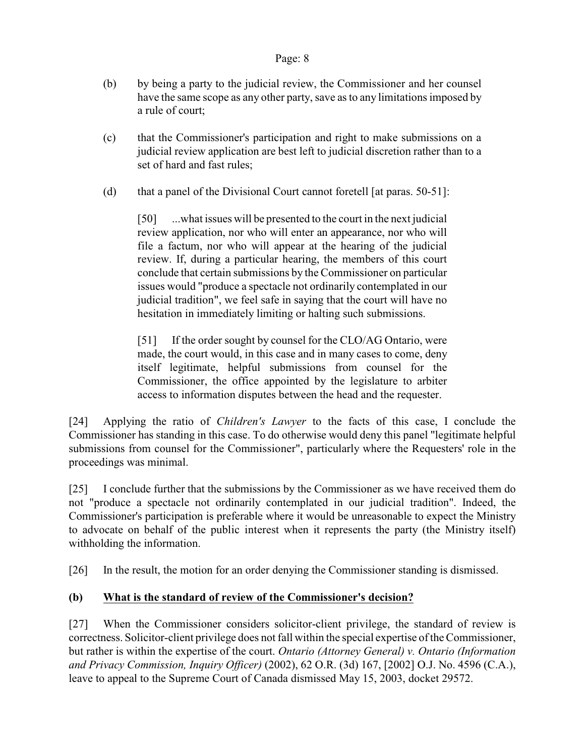(b) by being a party to the judicial review, the Commissioner and her counsel have the same scope as any other party, save as to any limitations imposed by a rule of court;

(c) that the Commissioner's participation and right to make submissions on a judicial review application are best left to judicial discretion rather than to a set of hard and fast rules;

(d) that a panel of the Divisional Court cannot foretell [at paras. 50-51]:

> [50] ...what issues will be presented to the court in the next judicial review application, nor who will enter an appearance, nor who will file a factum, nor who will appear at the hearing of the judicial review. If, during a particular hearing, the members of this court conclude that certain submissions by the Commissioner on particular issues would "produce a spectacle not ordinarily contemplated in our judicial tradition", we feel safe in saying that the court will have no hesitation in immediately limiting or halting such submissions.
>
> [51] If the order sought by counsel for the CLO/AG Ontario, were made, the court would, in this case and in many cases to come, deny itself legitimate, helpful submissions from counsel for the Commissioner, the office appointed by the legislature to arbiter access to information disputes between the head and the requester.

[24] Applying the ratio of *Children's Lawyer* to the facts of this case, I conclude the Commissioner has standing in this case. To do otherwise would deny this panel "legitimate helpful submissions from counsel for the Commissioner", particularly where the Requesters' role in the proceedings was minimal.

[25] I conclude further that the submissions by the Commissioner as we have received them do not "produce a spectacle not ordinarily contemplated in our judicial tradition". Indeed, the Commissioner's participation is preferable where it would be unreasonable to expect the Ministry to advocate on behalf of the public interest when it represents the party (the Ministry itself) withholding the information.

[26] In the result, the motion for an order denying the Commissioner standing is dismissed.

### (b) What is the standard of review of the Commissioner's decision?

[27] When the Commissioner considers solicitor-client privilege, the standard of review is correctness. Solicitor-client privilege does not fall within the special expertise of the Commissioner, but rather is within the expertise of the court. *Ontario (Attorney General) v. Ontario (Information and Privacy Commission, Inquiry Officer)* (2002), 62 O.R. (3d) 167, [2002] O.J. No. 4596 (C.A.), leave to appeal to the Supreme Court of Canada dismissed May 15, 2003, docket 29572.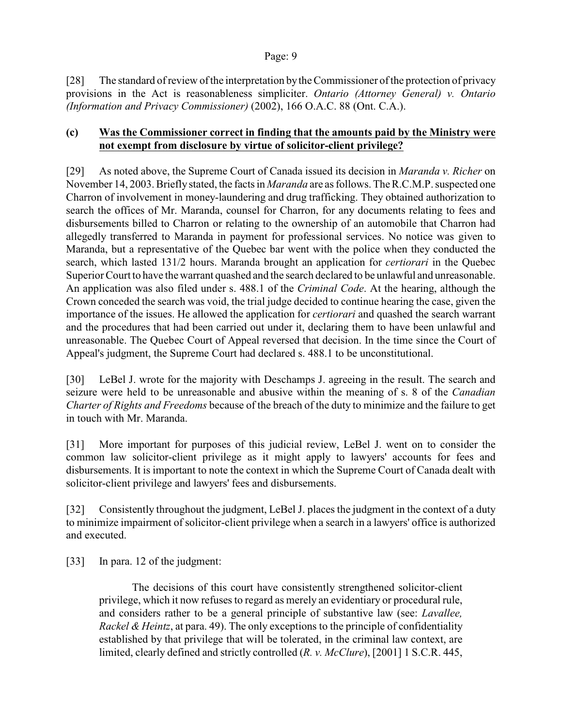[28] The standard of review of the interpretation by the Commissioner of the protection of privacy provisions in the Act is reasonableness simpliciter. *Ontario (Attorney General) v. Ontario (Information and Privacy Commissioner)* (2002), 166 O.A.C. 88 (Ont. C.A.).

**(c) <u>Was the Commissioner correct in finding that the amounts paid by the Ministry were not exempt from disclosure by virtue of solicitor-client privilege?</u>**

[29] As noted above, the Supreme Court of Canada issued its decision in *Maranda v. Richer* on November 14, 2003. Briefly stated, the facts in *Maranda* are as follows. The R.C.M.P. suspected one Charron of involvement in money-laundering and drug trafficking. They obtained authorization to search the offices of Mr. Maranda, counsel for Charron, for any documents relating to fees and disbursements billed to Charron or relating to the ownership of an automobile that Charron had allegedly transferred to Maranda in payment for professional services. No notice was given to Maranda, but a representative of the Quebec bar went with the police when they conducted the search, which lasted 131/2 hours. Maranda brought an application for *certiorari* in the Quebec Superior Court to have the warrant quashed and the search declared to be unlawful and unreasonable. An application was also filed under s. 488.1 of the *Criminal Code*. At the hearing, although the Crown conceded the search was void, the trial judge decided to continue hearing the case, given the importance of the issues. He allowed the application for *certiorari* and quashed the search warrant and the procedures that had been carried out under it, declaring them to have been unlawful and unreasonable. The Quebec Court of Appeal reversed that decision. In the time since the Court of Appeal's judgment, the Supreme Court had declared s. 488.1 to be unconstitutional.

[30] LeBel J. wrote for the majority with Deschamps J. agreeing in the result. The search and seizure were held to be unreasonable and abusive within the meaning of s. 8 of the *Canadian Charter of Rights and Freedoms* because of the breach of the duty to minimize and the failure to get in touch with Mr. Maranda.

[31] More important for purposes of this judicial review, LeBel J. went on to consider the common law solicitor-client privilege as it might apply to lawyers' accounts for fees and disbursements. It is important to note the context in which the Supreme Court of Canada dealt with solicitor-client privilege and lawyers' fees and disbursements.

[32] Consistently throughout the judgment, LeBel J. places the judgment in the context of a duty to minimize impairment of solicitor-client privilege when a search in a lawyers' office is authorized and executed.

[33] In para. 12 of the judgment:

> The decisions of this court have consistently strengthened solicitor-client privilege, which it now refuses to regard as merely an evidentiary or procedural rule, and considers rather to be a general principle of substantive law (see: *Lavallee, Rackel & Heintz*, at para. 49). The only exceptions to the principle of confidentiality established by that privilege that will be tolerated, in the criminal law context, are limited, clearly defined and strictly controlled (*R. v. McClure*), [2001] 1 S.C.R. 445,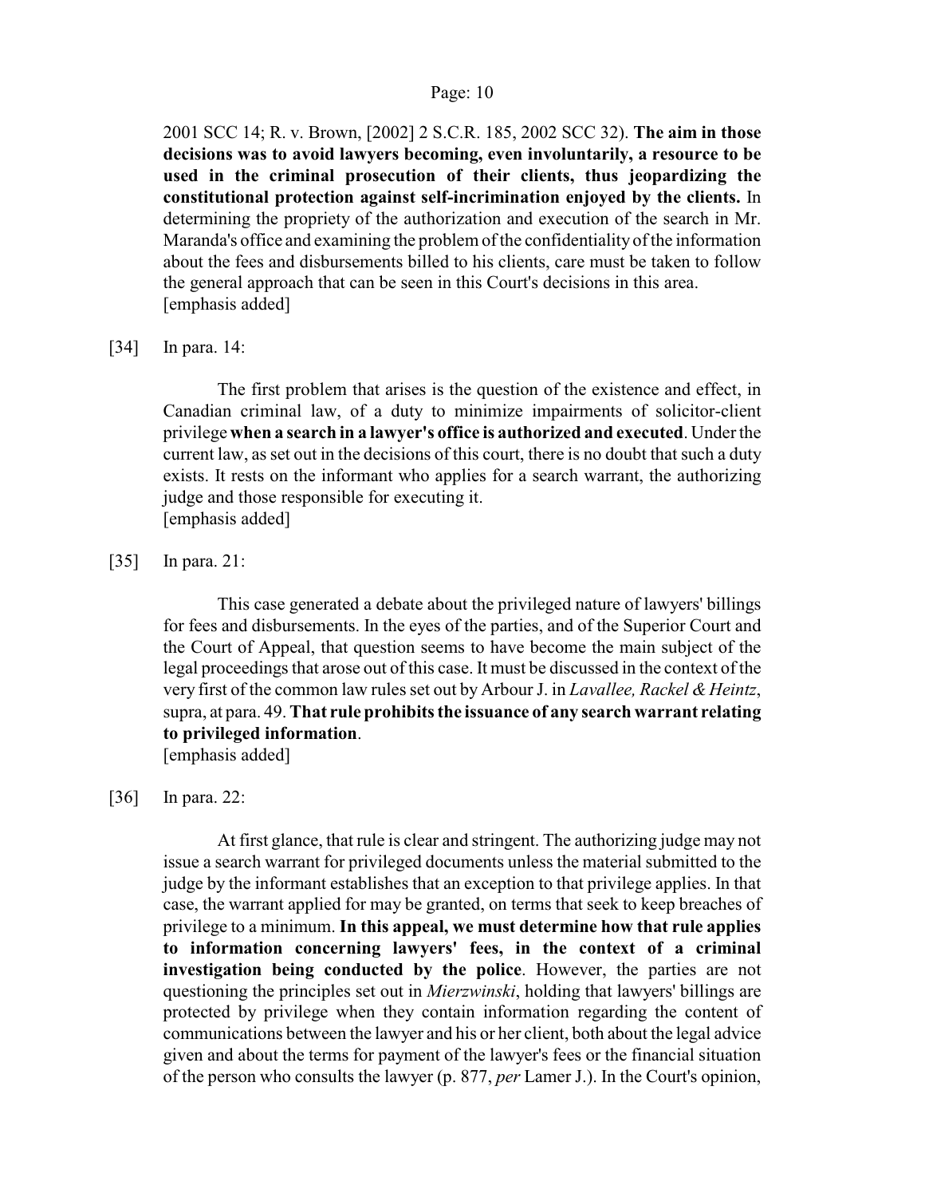2001 SCC 14; R. v. Brown, [2002] 2 S.C.R. 185, 2002 SCC 32). **The aim in those decisions was to avoid lawyers becoming, even involuntarily, a resource to be used in the criminal prosecution of their clients, thus jeopardizing the constitutional protection against self-incrimination enjoyed by the clients.** In determining the propriety of the authorization and execution of the search in Mr. Maranda's office and examining the problem of the confidentiality of the information about the fees and disbursements billed to his clients, care must be taken to follow the general approach that can be seen in this Court's decisions in this area.
[emphasis added]

[34] In para. 14:

> The first problem that arises is the question of the existence and effect, in Canadian criminal law, of a duty to minimize impairments of solicitor-client privilege **when a search in a lawyer's office is authorized and executed**. Under the current law, as set out in the decisions of this court, there is no doubt that such a duty exists. It rests on the informant who applies for a search warrant, the authorizing judge and those responsible for executing it.
> [emphasis added]

[35] In para. 21:

> This case generated a debate about the privileged nature of lawyers' billings for fees and disbursements. In the eyes of the parties, and of the Superior Court and the Court of Appeal, that question seems to have become the main subject of the legal proceedings that arose out of this case. It must be discussed in the context of the very first of the common law rules set out by Arbour J. in *Lavallee, Rackel & Heintz*, supra, at para. 49. **That rule prohibits the issuance of any search warrant relating to privileged information**.
> [emphasis added]

[36] In para. 22:

> At first glance, that rule is clear and stringent. The authorizing judge may not issue a search warrant for privileged documents unless the material submitted to the judge by the informant establishes that an exception to that privilege applies. In that case, the warrant applied for may be granted, on terms that seek to keep breaches of privilege to a minimum. **In this appeal, we must determine how that rule applies to information concerning lawyers' fees, in the context of a criminal investigation being conducted by the police**. However, the parties are not questioning the principles set out in *Mierzwinski*, holding that lawyers' billings are protected by privilege when they contain information regarding the content of communications between the lawyer and his or her client, both about the legal advice given and about the terms for payment of the lawyer's fees or the financial situation of the person who consults the lawyer (p. 877, *per* Lamer J.). In the Court's opinion,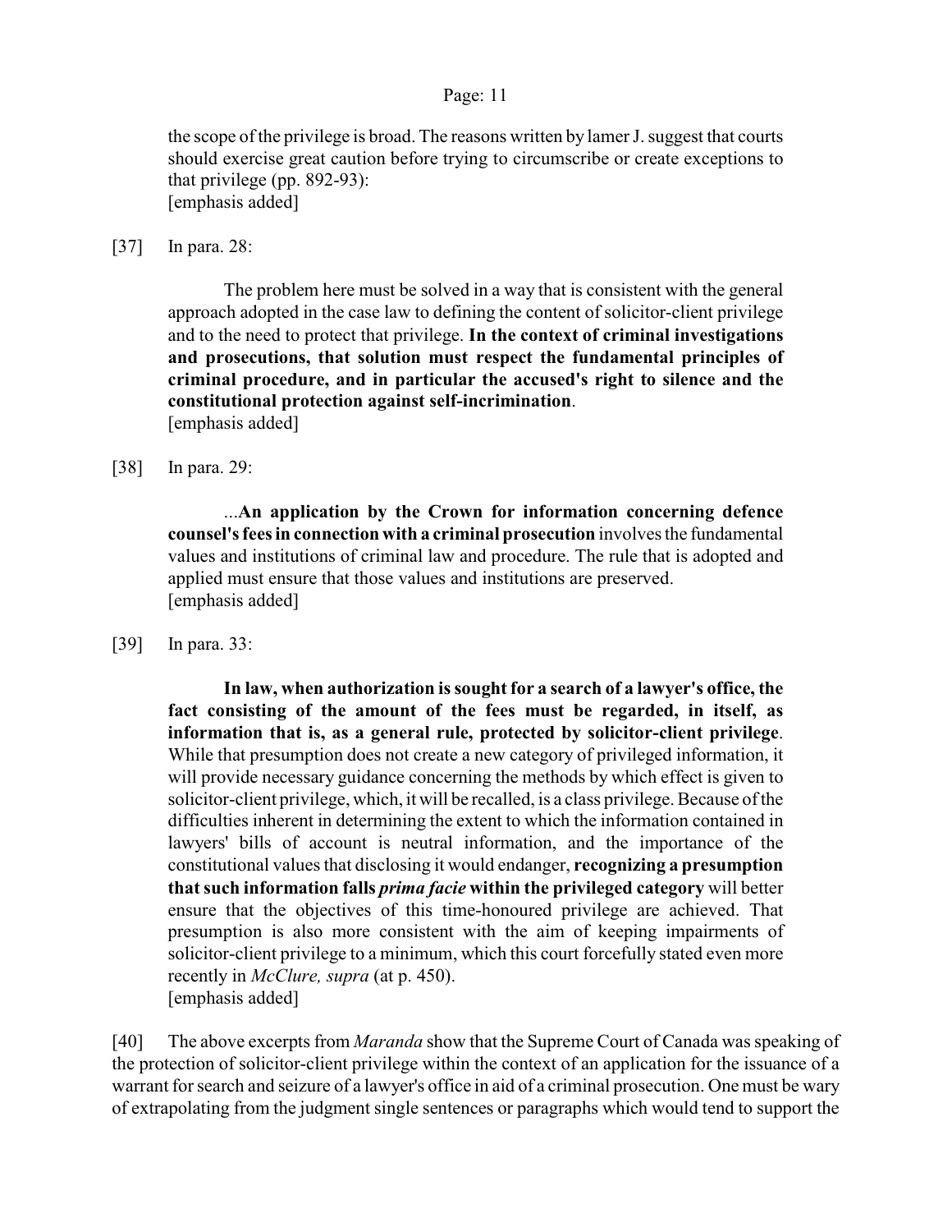the scope of the privilege is broad. The reasons written by lamer J. suggest that courts should exercise great caution before trying to circumscribe or create exceptions to that privilege (pp. 892-93):
[emphasis added]

[37] In para. 28:

> The problem here must be solved in a way that is consistent with the general approach adopted in the case law to defining the content of solicitor-client privilege and to the need to protect that privilege. **In the context of criminal investigations and prosecutions, that solution must respect the fundamental principles of criminal procedure, and in particular the accused's right to silence and the constitutional protection against self-incrimination**.
> [emphasis added]

[38] In para. 29:

> ...**An application by the Crown for information concerning defence counsel's fees in connection with a criminal prosecution** involves the fundamental values and institutions of criminal law and procedure. The rule that is adopted and applied must ensure that those values and institutions are preserved.
> [emphasis added]

[39] In para. 33:

> **In law, when authorization is sought for a search of a lawyer's office, the fact consisting of the amount of the fees must be regarded, in itself, as information that is, as a general rule, protected by solicitor-client privilege**. While that presumption does not create a new category of privileged information, it will provide necessary guidance concerning the methods by which effect is given to solicitor-client privilege, which, it will be recalled, is a class privilege. Because of the difficulties inherent in determining the extent to which the information contained in lawyers' bills of account is neutral information, and the importance of the constitutional values that disclosing it would endanger, **recognizing a presumption that such information falls *prima facie* within the privileged category** will better ensure that the objectives of this time-honoured privilege are achieved. That presumption is also more consistent with the aim of keeping impairments of solicitor-client privilege to a minimum, which this court forcefully stated even more recently in *McClure, supra* (at p. 450).
> [emphasis added]

[40] The above excerpts from *Maranda* show that the Supreme Court of Canada was speaking of the protection of solicitor-client privilege within the context of an application for the issuance of a warrant for search and seizure of a lawyer's office in aid of a criminal prosecution. One must be wary of extrapolating from the judgment single sentences or paragraphs which would tend to support the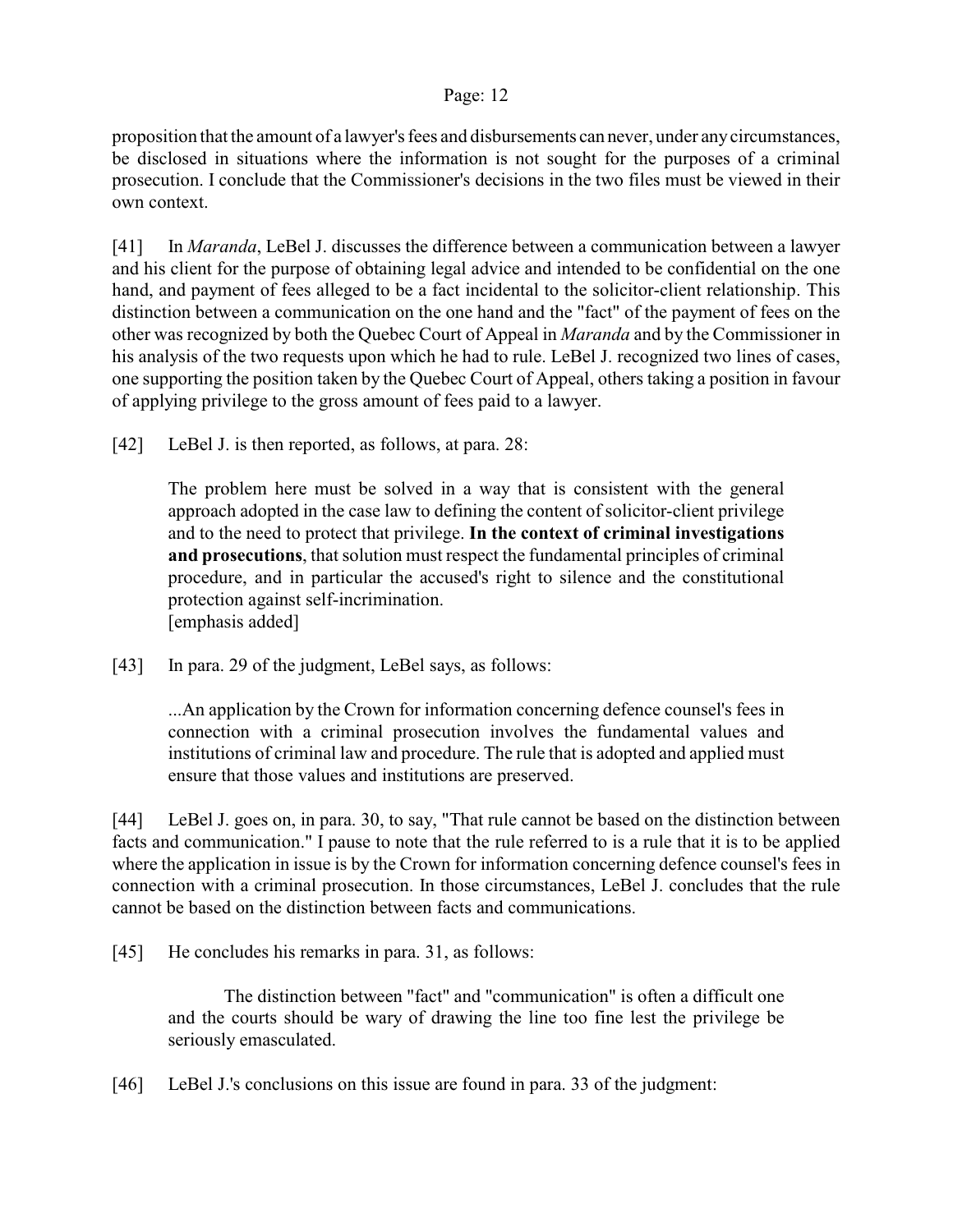proposition that the amount of a lawyer's fees and disbursements can never, under any circumstances, be disclosed in situations where the information is not sought for the purposes of a criminal prosecution. I conclude that the Commissioner's decisions in the two files must be viewed in their own context.

[41] In *Maranda*, LeBel J. discusses the difference between a communication between a lawyer and his client for the purpose of obtaining legal advice and intended to be confidential on the one hand, and payment of fees alleged to be a fact incidental to the solicitor-client relationship. This distinction between a communication on the one hand and the "fact" of the payment of fees on the other was recognized by both the Quebec Court of Appeal in *Maranda* and by the Commissioner in his analysis of the two requests upon which he had to rule. LeBel J. recognized two lines of cases, one supporting the position taken by the Quebec Court of Appeal, others taking a position in favour of applying privilege to the gross amount of fees paid to a lawyer.

[42] LeBel J. is then reported, as follows, at para. 28:

> The problem here must be solved in a way that is consistent with the general approach adopted in the case law to defining the content of solicitor-client privilege and to the need to protect that privilege. **In the context of criminal investigations and prosecutions**, that solution must respect the fundamental principles of criminal procedure, and in particular the accused's right to silence and the constitutional protection against self-incrimination.
> [emphasis added]

[43] In para. 29 of the judgment, LeBel says, as follows:

> ...An application by the Crown for information concerning defence counsel's fees in connection with a criminal prosecution involves the fundamental values and institutions of criminal law and procedure. The rule that is adopted and applied must ensure that those values and institutions are preserved.

[44] LeBel J. goes on, in para. 30, to say, "That rule cannot be based on the distinction between facts and communication." I pause to note that the rule referred to is a rule that it is to be applied where the application in issue is by the Crown for information concerning defence counsel's fees in connection with a criminal prosecution. In those circumstances, LeBel J. concludes that the rule cannot be based on the distinction between facts and communications.

[45] He concludes his remarks in para. 31, as follows:

> The distinction between "fact" and "communication" is often a difficult one and the courts should be wary of drawing the line too fine lest the privilege be seriously emasculated.

[46] LeBel J.'s conclusions on this issue are found in para. 33 of the judgment: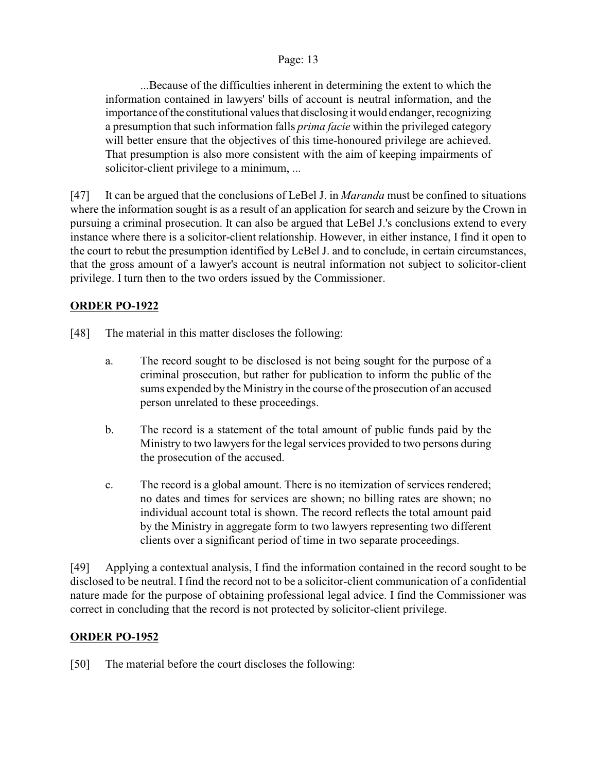> ...Because of the difficulties inherent in determining the extent to which the information contained in lawyers' bills of account is neutral information, and the importance of the constitutional values that disclosing it would endanger, recognizing a presumption that such information falls *prima facie* within the privileged category will better ensure that the objectives of this time-honoured privilege are achieved. That presumption is also more consistent with the aim of keeping impairments of solicitor-client privilege to a minimum, ...

[47] It can be argued that the conclusions of LeBel J. in *Maranda* must be confined to situations where the information sought is as a result of an application for search and seizure by the Crown in pursuing a criminal prosecution. It can also be argued that LeBel J.'s conclusions extend to every instance where there is a solicitor-client relationship. However, in either instance, I find it open to the court to rebut the presumption identified by LeBel J. and to conclude, in certain circumstances, that the gross amount of a lawyer's account is neutral information not subject to solicitor-client privilege. I turn then to the two orders issued by the Commissioner.

## **ORDER PO-1922**

[48] The material in this matter discloses the following:

a. The record sought to be disclosed is not being sought for the purpose of a criminal prosecution, but rather for publication to inform the public of the sums expended by the Ministry in the course of the prosecution of an accused person unrelated to these proceedings.

b. The record is a statement of the total amount of public funds paid by the Ministry to two lawyers for the legal services provided to two persons during the prosecution of the accused.

c. The record is a global amount. There is no itemization of services rendered; no dates and times for services are shown; no billing rates are shown; no individual account total is shown. The record reflects the total amount paid by the Ministry in aggregate form to two lawyers representing two different clients over a significant period of time in two separate proceedings.

[49] Applying a contextual analysis, I find the information contained in the record sought to be disclosed to be neutral. I find the record not to be a solicitor-client communication of a confidential nature made for the purpose of obtaining professional legal advice. I find the Commissioner was correct in concluding that the record is not protected by solicitor-client privilege.

## **ORDER PO-1952**

[50] The material before the court discloses the following: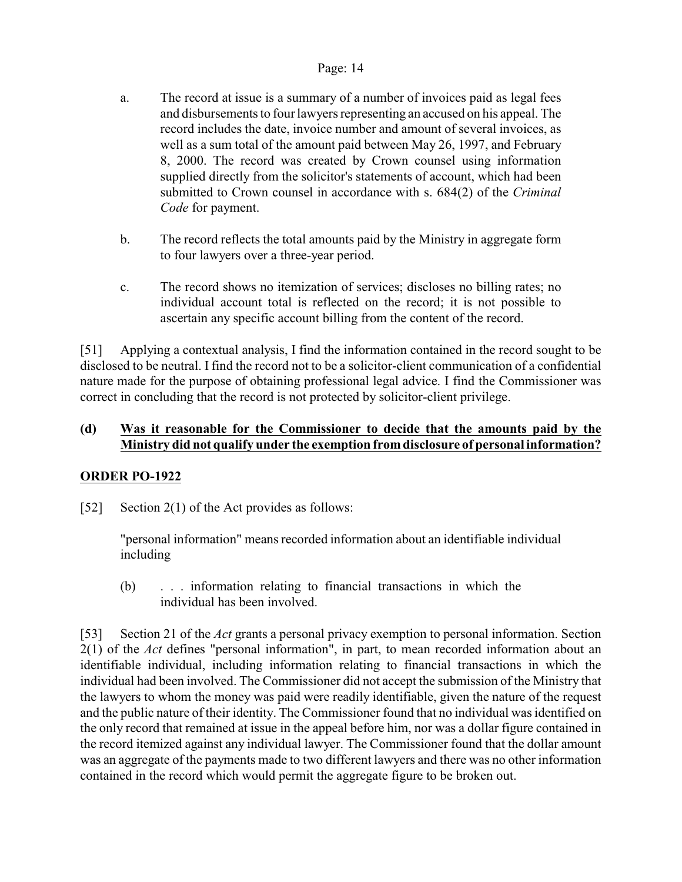a. The record at issue is a summary of a number of invoices paid as legal fees and disbursements to four lawyers representing an accused on his appeal. The record includes the date, invoice number and amount of several invoices, as well as a sum total of the amount paid between May 26, 1997, and February 8, 2000. The record was created by Crown counsel using information supplied directly from the solicitor's statements of account, which had been submitted to Crown counsel in accordance with s. 684(2) of the *Criminal Code* for payment.

b. The record reflects the total amounts paid by the Ministry in aggregate form to four lawyers over a three-year period.

c. The record shows no itemization of services; discloses no billing rates; no individual account total is reflected on the record; it is not possible to ascertain any specific account billing from the content of the record.

[51] Applying a contextual analysis, I find the information contained in the record sought to be disclosed to be neutral. I find the record not to be a solicitor-client communication of a confidential nature made for the purpose of obtaining professional legal advice. I find the Commissioner was correct in concluding that the record is not protected by solicitor-client privilege.

### (d) Was it reasonable for the Commissioner to decide that the amounts paid by the Ministry did not qualify under the exemption from disclosure of personal information?

### ORDER PO-1922

[52] Section 2(1) of the Act provides as follows:

> "personal information" means recorded information about an identifiable individual including
>
> (b) . . . information relating to financial transactions in which the individual has been involved.

[53] Section 21 of the *Act* grants a personal privacy exemption to personal information. Section 2(1) of the *Act* defines "personal information", in part, to mean recorded information about an identifiable individual, including information relating to financial transactions in which the individual had been involved. The Commissioner did not accept the submission of the Ministry that the lawyers to whom the money was paid were readily identifiable, given the nature of the request and the public nature of their identity. The Commissioner found that no individual was identified on the only record that remained at issue in the appeal before him, nor was a dollar figure contained in the record itemized against any individual lawyer. The Commissioner found that the dollar amount was an aggregate of the payments made to two different lawyers and there was no other information contained in the record which would permit the aggregate figure to be broken out.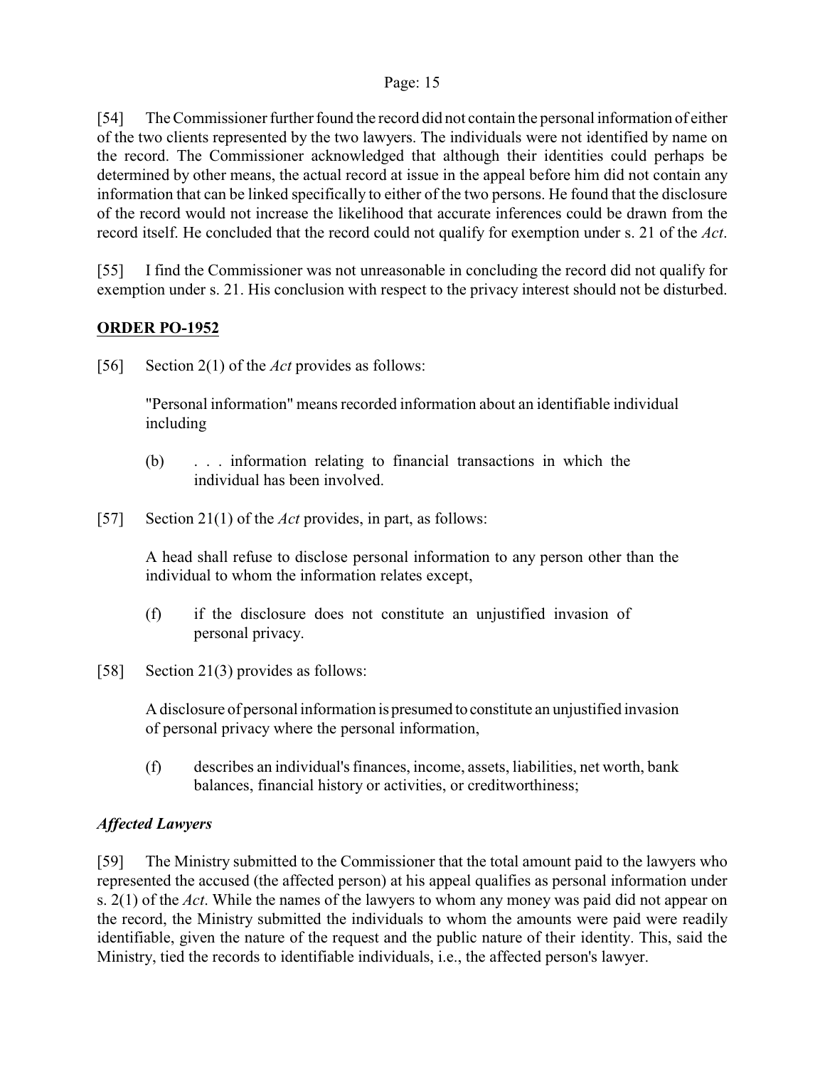[54] The Commissioner further found the record did not contain the personal information of either of the two clients represented by the two lawyers. The individuals were not identified by name on the record. The Commissioner acknowledged that although their identities could perhaps be determined by other means, the actual record at issue in the appeal before him did not contain any information that can be linked specifically to either of the two persons. He found that the disclosure of the record would not increase the likelihood that accurate inferences could be drawn from the record itself. He concluded that the record could not qualify for exemption under s. 21 of the *Act*.

[55] I find the Commissioner was not unreasonable in concluding the record did not qualify for exemption under s. 21. His conclusion with respect to the privacy interest should not be disturbed.

## ORDER PO-1952

[56] Section 2(1) of the *Act* provides as follows:

> "Personal information" means recorded information about an identifiable individual including
>
> (b) . . . information relating to financial transactions in which the individual has been involved.

[57] Section 21(1) of the *Act* provides, in part, as follows:

> A head shall refuse to disclose personal information to any person other than the individual to whom the information relates except,
>
> (f) if the disclosure does not constitute an unjustified invasion of personal privacy.

[58] Section 21(3) provides as follows:

> A disclosure of personal information is presumed to constitute an unjustified invasion of personal privacy where the personal information,
>
> (f) describes an individual's finances, income, assets, liabilities, net worth, bank balances, financial history or activities, or creditworthiness;

### *Affected Lawyers*

[59] The Ministry submitted to the Commissioner that the total amount paid to the lawyers who represented the accused (the affected person) at his appeal qualifies as personal information under s. 2(1) of the *Act*. While the names of the lawyers to whom any money was paid did not appear on the record, the Ministry submitted the individuals to whom the amounts were paid were readily identifiable, given the nature of the request and the public nature of their identity. This, said the Ministry, tied the records to identifiable individuals, i.e., the affected person's lawyer.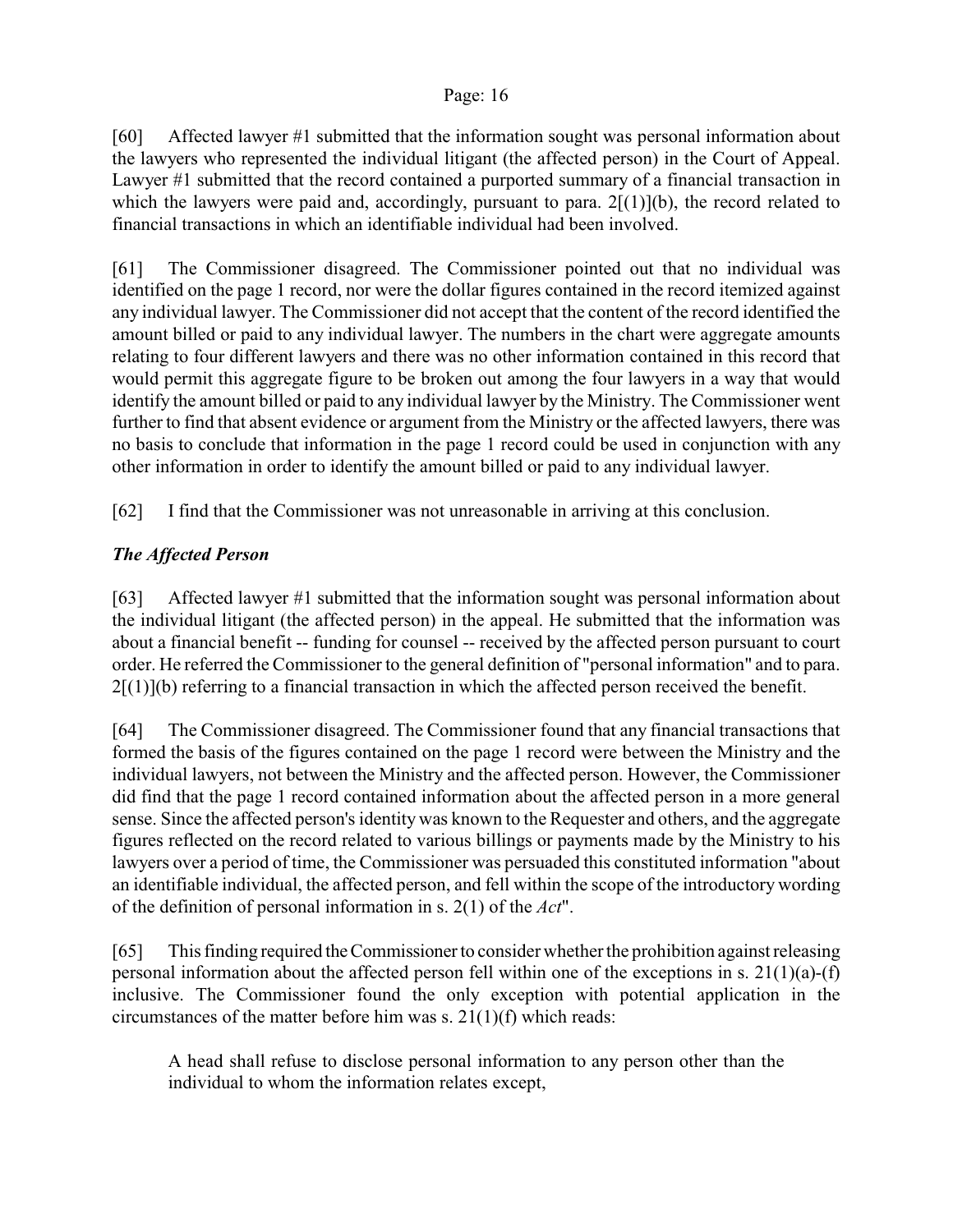[60] Affected lawyer #1 submitted that the information sought was personal information about the lawyers who represented the individual litigant (the affected person) in the Court of Appeal. Lawyer #1 submitted that the record contained a purported summary of a financial transaction in which the lawyers were paid and, accordingly, pursuant to para. 2[(1)](b), the record related to financial transactions in which an identifiable individual had been involved.

[61] The Commissioner disagreed. The Commissioner pointed out that no individual was identified on the page 1 record, nor were the dollar figures contained in the record itemized against any individual lawyer. The Commissioner did not accept that the content of the record identified the amount billed or paid to any individual lawyer. The numbers in the chart were aggregate amounts relating to four different lawyers and there was no other information contained in this record that would permit this aggregate figure to be broken out among the four lawyers in a way that would identify the amount billed or paid to any individual lawyer by the Ministry. The Commissioner went further to find that absent evidence or argument from the Ministry or the affected lawyers, there was no basis to conclude that information in the page 1 record could be used in conjunction with any other information in order to identify the amount billed or paid to any individual lawyer.

[62] I find that the Commissioner was not unreasonable in arriving at this conclusion.

### *The Affected Person*

[63] Affected lawyer #1 submitted that the information sought was personal information about the individual litigant (the affected person) in the appeal. He submitted that the information was about a financial benefit -- funding for counsel -- received by the affected person pursuant to court order. He referred the Commissioner to the general definition of "personal information" and to para. 2[(1)](b) referring to a financial transaction in which the affected person received the benefit.

[64] The Commissioner disagreed. The Commissioner found that any financial transactions that formed the basis of the figures contained on the page 1 record were between the Ministry and the individual lawyers, not between the Ministry and the affected person. However, the Commissioner did find that the page 1 record contained information about the affected person in a more general sense. Since the affected person's identity was known to the Requester and others, and the aggregate figures reflected on the record related to various billings or payments made by the Ministry to his lawyers over a period of time, the Commissioner was persuaded this constituted information "about an identifiable individual, the affected person, and fell within the scope of the introductory wording of the definition of personal information in s. 2(1) of the *Act*".

[65] This finding required the Commissioner to consider whether the prohibition against releasing personal information about the affected person fell within one of the exceptions in s. 21(1)(a)-(f) inclusive. The Commissioner found the only exception with potential application in the circumstances of the matter before him was s. 21(1)(f) which reads:

> A head shall refuse to disclose personal information to any person other than the individual to whom the information relates except,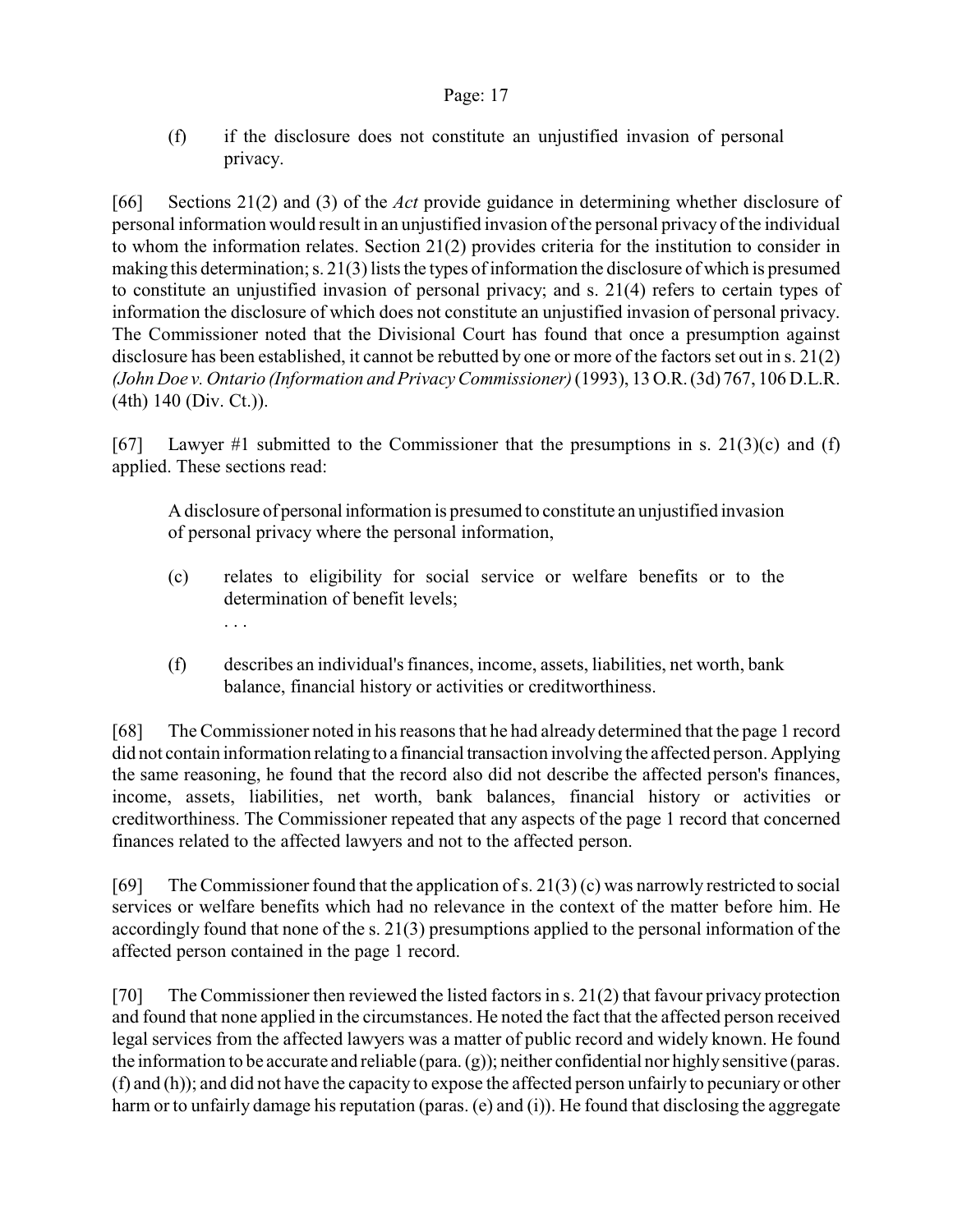(f) if the disclosure does not constitute an unjustified invasion of personal privacy.

[66] Sections 21(2) and (3) of the *Act* provide guidance in determining whether disclosure of personal information would result in an unjustified invasion of the personal privacy of the individual to whom the information relates. Section 21(2) provides criteria for the institution to consider in making this determination; s. 21(3) lists the types of information the disclosure of which is presumed to constitute an unjustified invasion of personal privacy; and s. 21(4) refers to certain types of information the disclosure of which does not constitute an unjustified invasion of personal privacy. The Commissioner noted that the Divisional Court has found that once a presumption against disclosure has been established, it cannot be rebutted by one or more of the factors set out in s. 21(2) *(John Doe v. Ontario (Information and Privacy Commissioner)* (1993), 13 O.R. (3d) 767, 106 D.L.R. (4th) 140 (Div. Ct.)).

[67] Lawyer #1 submitted to the Commissioner that the presumptions in s. 21(3)(c) and (f) applied. These sections read:

> A disclosure of personal information is presumed to constitute an unjustified invasion of personal privacy where the personal information,
>
> (c) relates to eligibility for social service or welfare benefits or to the determination of benefit levels;
>
> . . .
>
> (f) describes an individual's finances, income, assets, liabilities, net worth, bank balance, financial history or activities or creditworthiness.

[68] The Commissioner noted in his reasons that he had already determined that the page 1 record did not contain information relating to a financial transaction involving the affected person. Applying the same reasoning, he found that the record also did not describe the affected person's finances, income, assets, liabilities, net worth, bank balances, financial history or activities or creditworthiness. The Commissioner repeated that any aspects of the page 1 record that concerned finances related to the affected lawyers and not to the affected person.

[69] The Commissioner found that the application of s. 21(3) (c) was narrowly restricted to social services or welfare benefits which had no relevance in the context of the matter before him. He accordingly found that none of the s. 21(3) presumptions applied to the personal information of the affected person contained in the page 1 record.

[70] The Commissioner then reviewed the listed factors in s. 21(2) that favour privacy protection and found that none applied in the circumstances. He noted the fact that the affected person received legal services from the affected lawyers was a matter of public record and widely known. He found the information to be accurate and reliable (para. (g)); neither confidential nor highly sensitive (paras. (f) and (h)); and did not have the capacity to expose the affected person unfairly to pecuniary or other harm or to unfairly damage his reputation (paras. (e) and (i)). He found that disclosing the aggregate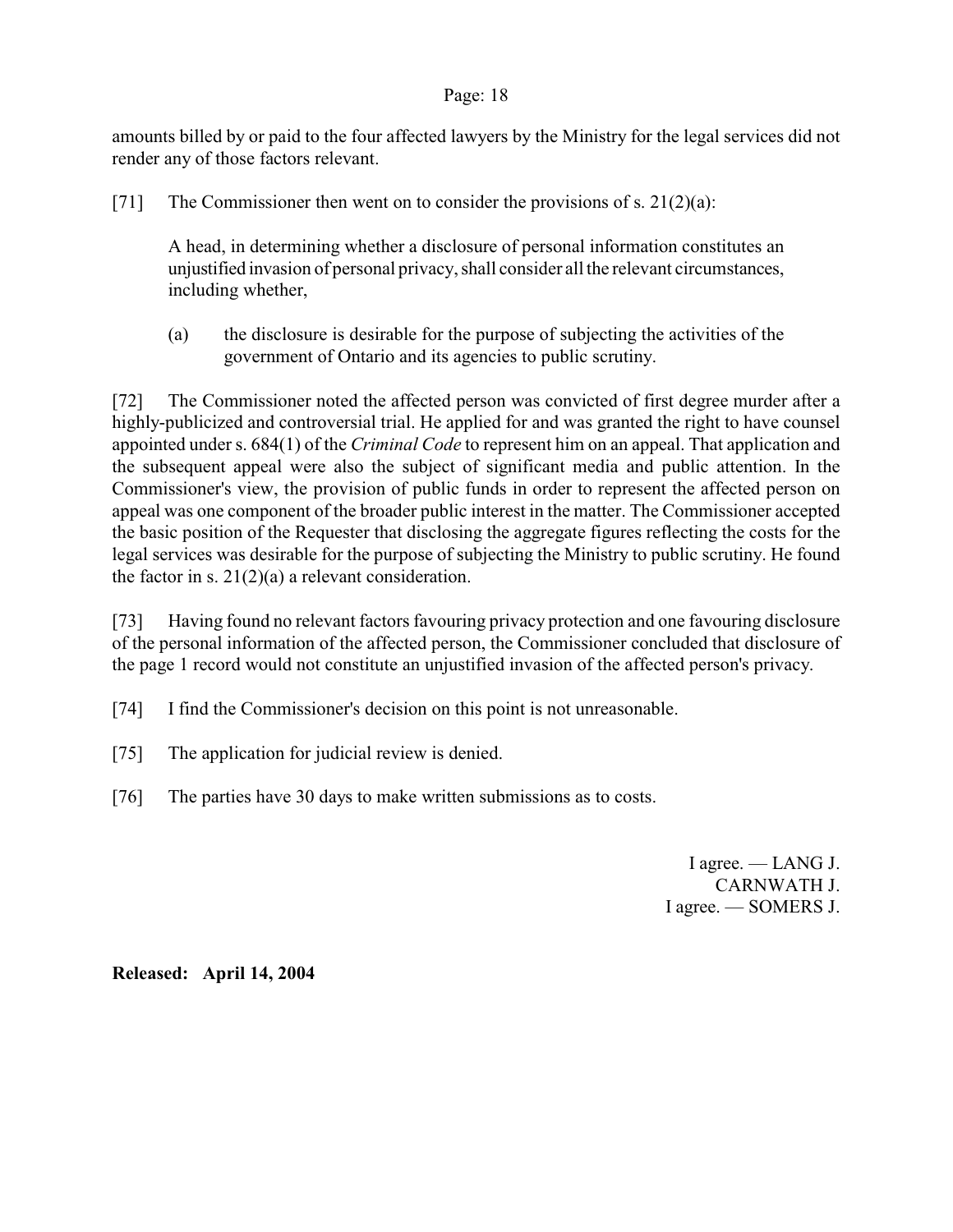amounts billed by or paid to the four affected lawyers by the Ministry for the legal services did not render any of those factors relevant.

[71] The Commissioner then went on to consider the provisions of s. 21(2)(a):

> A head, in determining whether a disclosure of personal information constitutes an unjustified invasion of personal privacy, shall consider all the relevant circumstances, including whether,
>
> (a) the disclosure is desirable for the purpose of subjecting the activities of the government of Ontario and its agencies to public scrutiny.

[72] The Commissioner noted the affected person was convicted of first degree murder after a highly-publicized and controversial trial. He applied for and was granted the right to have counsel appointed under s. 684(1) of the *Criminal Code* to represent him on an appeal. That application and the subsequent appeal were also the subject of significant media and public attention. In the Commissioner's view, the provision of public funds in order to represent the affected person on appeal was one component of the broader public interest in the matter. The Commissioner accepted the basic position of the Requester that disclosing the aggregate figures reflecting the costs for the legal services was desirable for the purpose of subjecting the Ministry to public scrutiny. He found the factor in s. 21(2)(a) a relevant consideration.

[73] Having found no relevant factors favouring privacy protection and one favouring disclosure of the personal information of the affected person, the Commissioner concluded that disclosure of the page 1 record would not constitute an unjustified invasion of the affected person's privacy.

[74] I find the Commissioner's decision on this point is not unreasonable.

[75] The application for judicial review is denied.

[76] The parties have 30 days to make written submissions as to costs.

I agree. — LANG J.
CARNWATH J.
I agree. — SOMERS J.

**Released: April 14, 2004**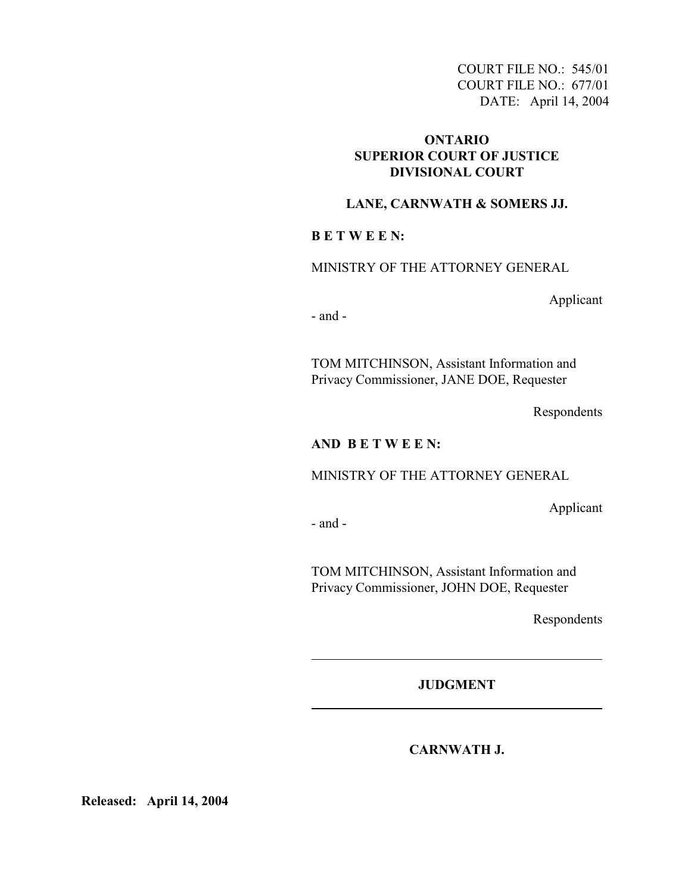COURT FILE NO.: 545/01
COURT FILE NO.: 677/01
DATE: April 14, 2004

**ONTARIO**
**SUPERIOR COURT OF JUSTICE**
**DIVISIONAL COURT**

**LANE, CARNWATH & SOMERS JJ.**

**B E T W E E N:**

MINISTRY OF THE ATTORNEY GENERAL

Applicant

- and -

TOM MITCHINSON, Assistant Information and Privacy Commissioner, JANE DOE, Requester

Respondents

**AND B E T W E E N:**

MINISTRY OF THE ATTORNEY GENERAL

Applicant

- and -

TOM MITCHINSON, Assistant Information and Privacy Commissioner, JOHN DOE, Requester

Respondents

---

**JUDGMENT**

---

**CARNWATH J.**

**Released: April 14, 2004**